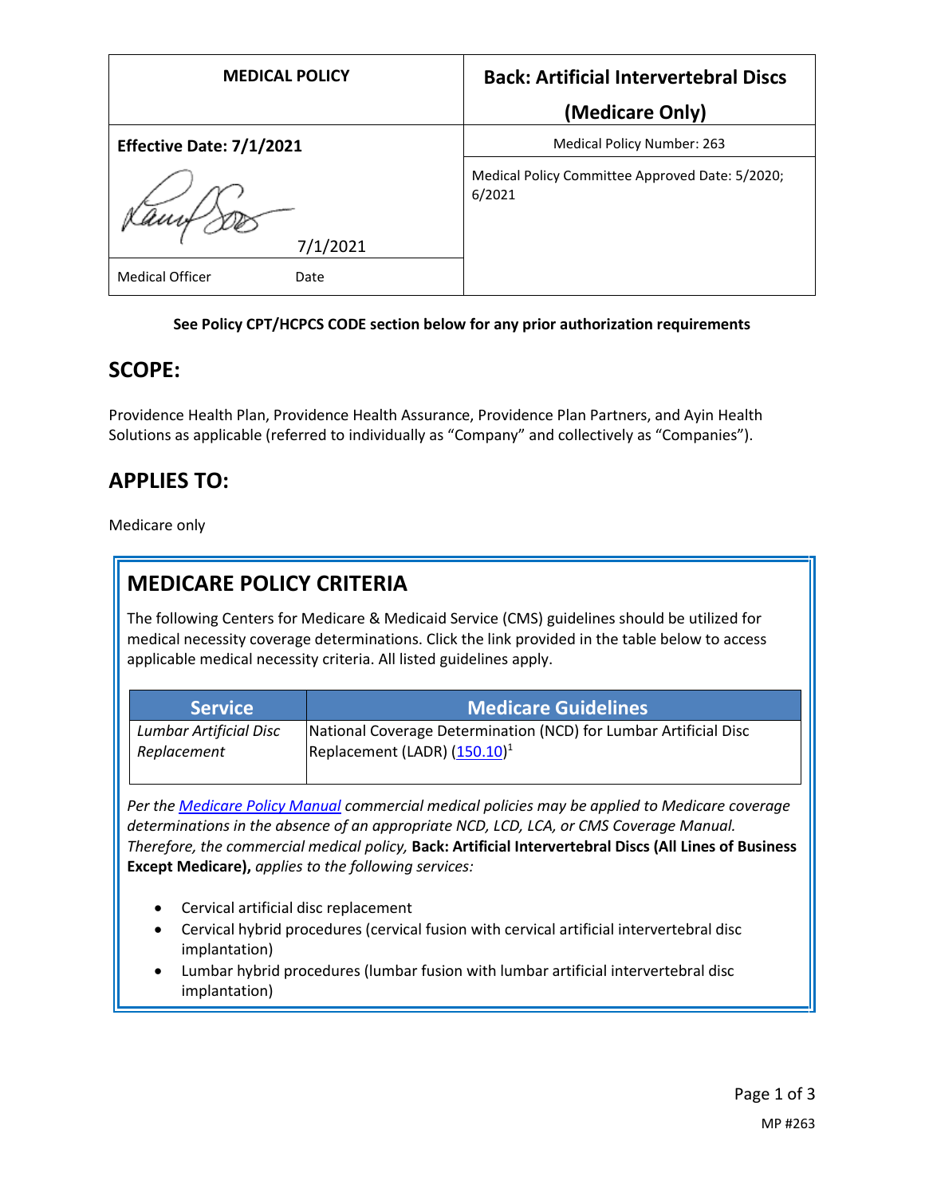| MEDICAL POLICY | Back: Artificial Intervertebral Discs (Medicare Only) |
|---|---|
| Effective Date: 7/1/2021 | Medical Policy Number: 263 |
| 7/1/2021 | Medical Policy Committee Approved Date: 5/2020; 6/2021 |
| Medical Officer Date | |

**See Policy CPT/HCPCS CODE section below for any prior authorization requirements**

## SCOPE:

Providence Health Plan, Providence Health Assurance, Providence Plan Partners, and Ayin Health Solutions as applicable (referred to individually as "Company" and collectively as "Companies").

## APPLIES TO:

Medicare only

## MEDICARE POLICY CRITERIA

The following Centers for Medicare & Medicaid Service (CMS) guidelines should be utilized for medical necessity coverage determinations. Click the link provided in the table below to access applicable medical necessity criteria. All listed guidelines apply.

| Service | Medicare Guidelines |
|---|---|
| *Lumbar Artificial Disc Replacement* | National Coverage Determination (NCD) for Lumbar Artificial Disc Replacement (LADR) (150.10)[1] |

*Per the Medicare Policy Manual commercial medical policies may be applied to Medicare coverage determinations in the absence of an appropriate NCD, LCD, LCA, or CMS Coverage Manual. Therefore, the commercial medical policy,* **Back: Artificial Intervertebral Discs (All Lines of Business Except Medicare),** *applies to the following services:*

- Cervical artificial disc replacement
- Cervical hybrid procedures (cervical fusion with cervical artificial intervertebral disc implantation)
- Lumbar hybrid procedures (lumbar fusion with lumbar artificial intervertebral disc implantation)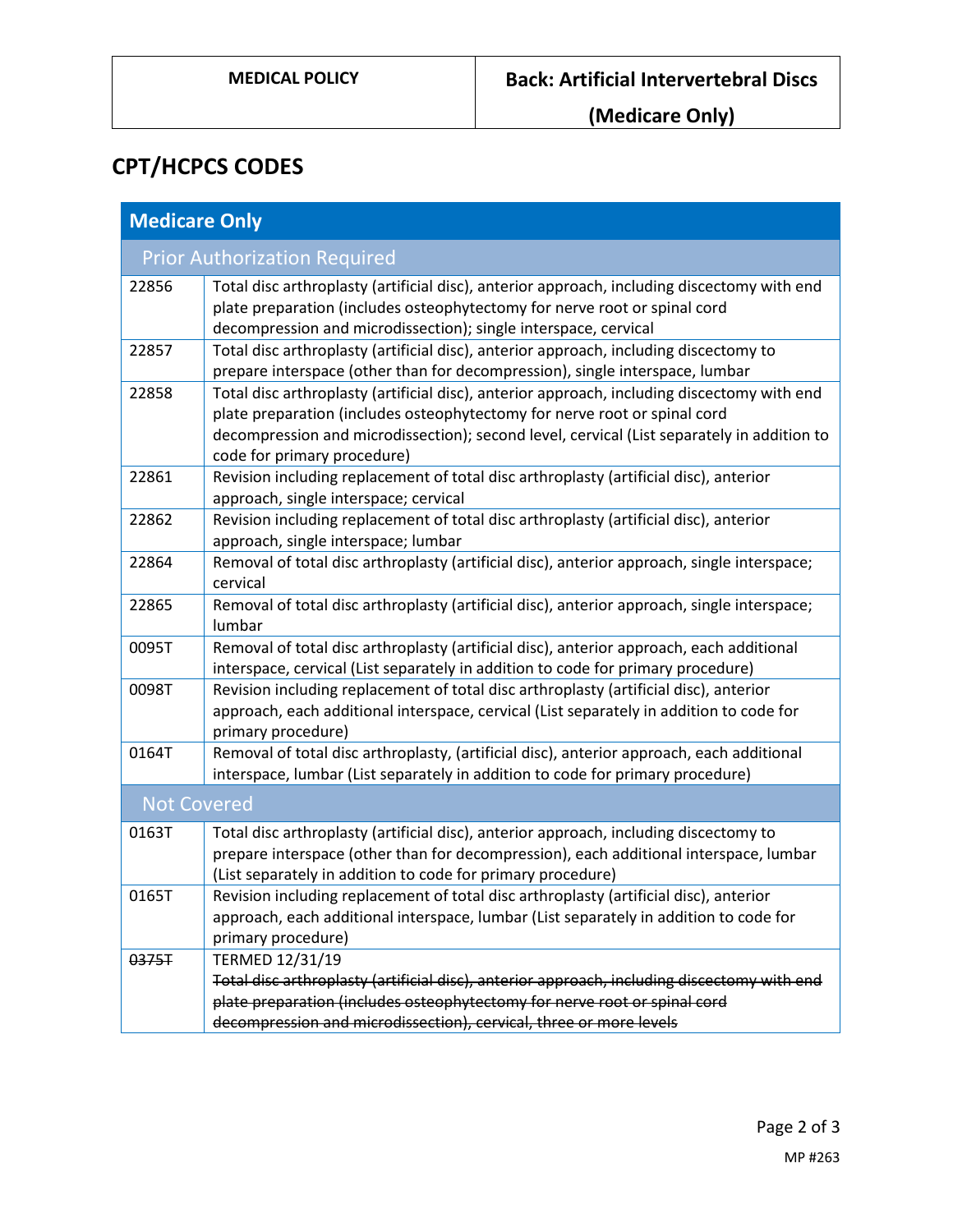## CPT/HCPCS CODES

| Medicare Only | |
|---|---|
| **Prior Authorization Required** | |
| 22856 | Total disc arthroplasty (artificial disc), anterior approach, including discectomy with end plate preparation (includes osteophytectomy for nerve root or spinal cord decompression and microdissection); single interspace, cervical |
| 22857 | Total disc arthroplasty (artificial disc), anterior approach, including discectomy to prepare interspace (other than for decompression), single interspace, lumbar |
| 22858 | Total disc arthroplasty (artificial disc), anterior approach, including discectomy with end plate preparation (includes osteophytectomy for nerve root or spinal cord decompression and microdissection); second level, cervical (List separately in addition to code for primary procedure) |
| 22861 | Revision including replacement of total disc arthroplasty (artificial disc), anterior approach, single interspace; cervical |
| 22862 | Revision including replacement of total disc arthroplasty (artificial disc), anterior approach, single interspace; lumbar |
| 22864 | Removal of total disc arthroplasty (artificial disc), anterior approach, single interspace; cervical |
| 22865 | Removal of total disc arthroplasty (artificial disc), anterior approach, single interspace; lumbar |
| 0095T | Removal of total disc arthroplasty (artificial disc), anterior approach, each additional interspace, cervical (List separately in addition to code for primary procedure) |
| 0098T | Revision including replacement of total disc arthroplasty (artificial disc), anterior approach, each additional interspace, cervical (List separately in addition to code for primary procedure) |
| 0164T | Removal of total disc arthroplasty, (artificial disc), anterior approach, each additional interspace, lumbar (List separately in addition to code for primary procedure) |
| **Not Covered** | |
| 0163T | Total disc arthroplasty (artificial disc), anterior approach, including discectomy to prepare interspace (other than for decompression), each additional interspace, lumbar (List separately in addition to code for primary procedure) |
| 0165T | Revision including replacement of total disc arthroplasty (artificial disc), anterior approach, each additional interspace, lumbar (List separately in addition to code for primary procedure) |
| ~~0375T~~ | TERMED 12/31/19 ~~Total disc arthroplasty (artificial disc), anterior approach, including discectomy with end plate preparation (includes osteophytectomy for nerve root or spinal cord decompression and microdissection), cervical, three or more levels~~ |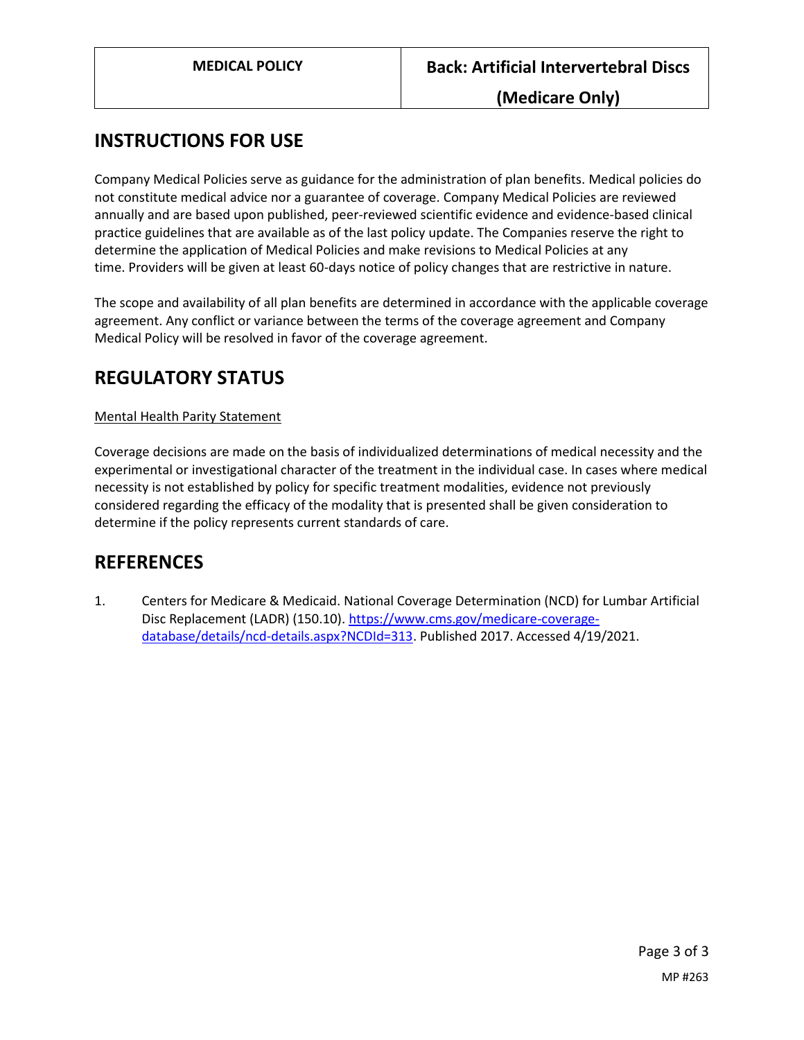## INSTRUCTIONS FOR USE

Company Medical Policies serve as guidance for the administration of plan benefits. Medical policies do not constitute medical advice nor a guarantee of coverage. Company Medical Policies are reviewed annually and are based upon published, peer-reviewed scientific evidence and evidence-based clinical practice guidelines that are available as of the last policy update. The Companies reserve the right to determine the application of Medical Policies and make revisions to Medical Policies at any time. Providers will be given at least 60-days notice of policy changes that are restrictive in nature.

The scope and availability of all plan benefits are determined in accordance with the applicable coverage agreement. Any conflict or variance between the terms of the coverage agreement and Company Medical Policy will be resolved in favor of the coverage agreement.

## REGULATORY STATUS

Mental Health Parity Statement

Coverage decisions are made on the basis of individualized determinations of medical necessity and the experimental or investigational character of the treatment in the individual case. In cases where medical necessity is not established by policy for specific treatment modalities, evidence not previously considered regarding the efficacy of the modality that is presented shall be given consideration to determine if the policy represents current standards of care.

## REFERENCES

1. Centers for Medicare & Medicaid. National Coverage Determination (NCD) for Lumbar Artificial Disc Replacement (LADR) (150.10). https://www.cms.gov/medicare-coverage-database/details/ncd-details.aspx?NCDId=313. Published 2017. Accessed 4/19/2021.